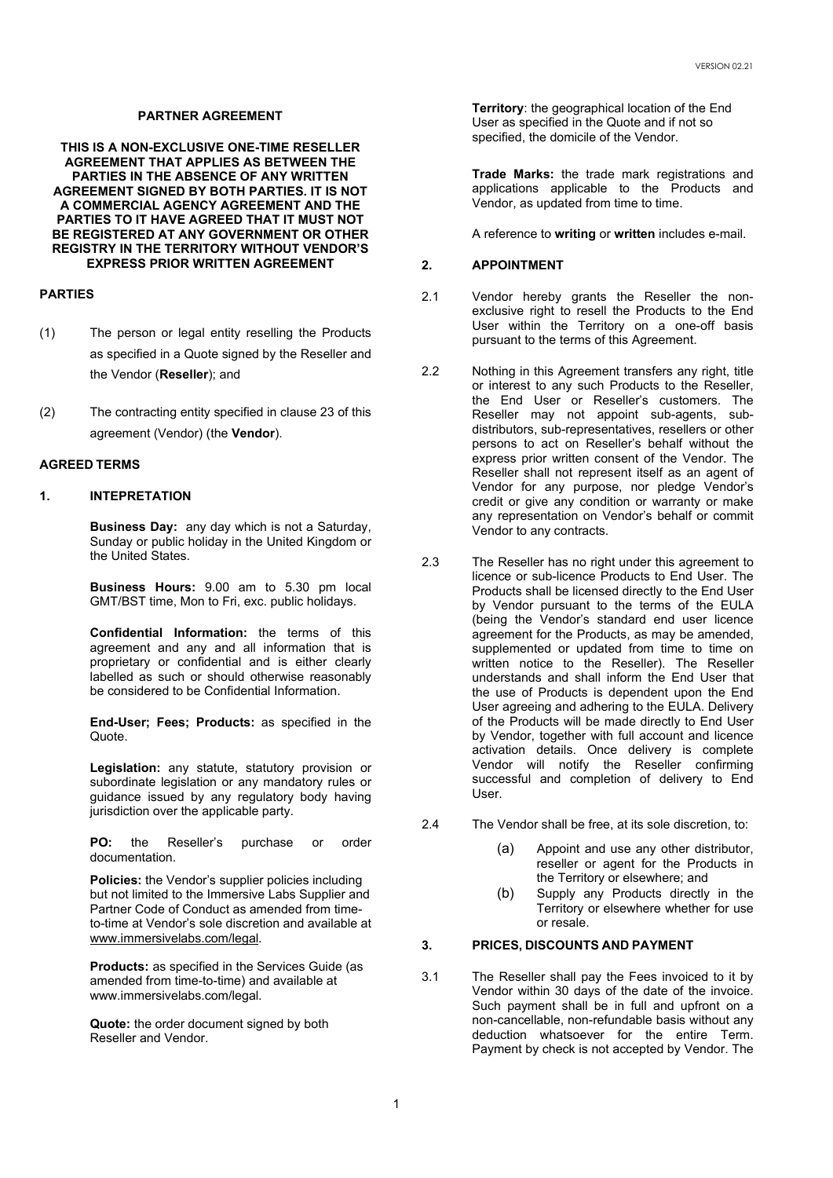**PARTNER AGREEMENT**

**THIS IS A NON-EXCLUSIVE ONE-TIME RESELLER AGREEMENT THAT APPLIES AS BETWEEN THE PARTIES IN THE ABSENCE OF ANY WRITTEN AGREEMENT SIGNED BY BOTH PARTIES. IT IS NOT A COMMERCIAL AGENCY AGREEMENT AND THE PARTIES TO IT HAVE AGREED THAT IT MUST NOT BE REGISTERED AT ANY GOVERNMENT OR OTHER REGISTRY IN THE TERRITORY WITHOUT VENDOR'S EXPRESS PRIOR WRITTEN AGREEMENT**

**PARTIES**

(1) The person or legal entity reselling the Products as specified in a Quote signed by the Reseller and the Vendor (**Reseller**); and

(2) The contracting entity specified in clause 23 of this agreement (Vendor) (the **Vendor**).

**AGREED TERMS**

**1. INTEPRETATION**

**Business Day:** any day which is not a Saturday, Sunday or public holiday in the United Kingdom or the United States.

**Business Hours:** 9.00 am to 5.30 pm local GMT/BST time, Mon to Fri, exc. public holidays.

**Confidential Information:** the terms of this agreement and any and all information that is proprietary or confidential and is either clearly labelled as such or should otherwise reasonably be considered to be Confidential Information.

**End-User; Fees; Products:** as specified in the Quote.

**Legislation:** any statute, statutory provision or subordinate legislation or any mandatory rules or guidance issued by any regulatory body having jurisdiction over the applicable party.

**PO:** the Reseller's purchase or order documentation.

**Policies:** the Vendor's supplier policies including but not limited to the Immersive Labs Supplier and Partner Code of Conduct as amended from time-to-time at Vendor's sole discretion and available at www.immersivelabs.com/legal.

**Products:** as specified in the Services Guide (as amended from time-to-time) and available at www.immersivelabs.com/legal.

**Quote:** the order document signed by both Reseller and Vendor.

**Territory**: the geographical location of the End User as specified in the Quote and if not so specified, the domicile of the Vendor.

**Trade Marks:** the trade mark registrations and applications applicable to the Products and Vendor, as updated from time to time.

A reference to **writing** or **written** includes e-mail.

**2. APPOINTMENT**

2.1 Vendor hereby grants the Reseller the non-exclusive right to resell the Products to the End User within the Territory on a one-off basis pursuant to the terms of this Agreement.

2.2 Nothing in this Agreement transfers any right, title or interest to any such Products to the Reseller, the End User or Reseller's customers. The Reseller may not appoint sub-agents, sub-distributors, sub-representatives, resellers or other persons to act on Reseller's behalf without the express prior written consent of the Vendor. The Reseller shall not represent itself as an agent of Vendor for any purpose, nor pledge Vendor's credit or give any condition or warranty or make any representation on Vendor's behalf or commit Vendor to any contracts.

2.3 The Reseller has no right under this agreement to licence or sub-licence Products to End User. The Products shall be licensed directly to the End User by Vendor pursuant to the terms of the EULA (being the Vendor's standard end user licence agreement for the Products, as may be amended, supplemented or updated from time to time on written notice to the Reseller). The Reseller understands and shall inform the End User that the use of Products is dependent upon the End User agreeing and adhering to the EULA. Delivery of the Products will be made directly to End User by Vendor, together with full account and licence activation details. Once delivery is complete Vendor will notify the Reseller confirming successful and completion of delivery to End User.

2.4 The Vendor shall be free, at its sole discretion, to:

(a) Appoint and use any other distributor, reseller or agent for the Products in the Territory or elsewhere; and

(b) Supply any Products directly in the Territory or elsewhere whether for use or resale.

**3. PRICES, DISCOUNTS AND PAYMENT**

3.1 The Reseller shall pay the Fees invoiced to it by Vendor within 30 days of the date of the invoice. Such payment shall be in full and upfront on a non-cancellable, non-refundable basis without any deduction whatsoever for the entire Term. Payment by check is not accepted by Vendor. The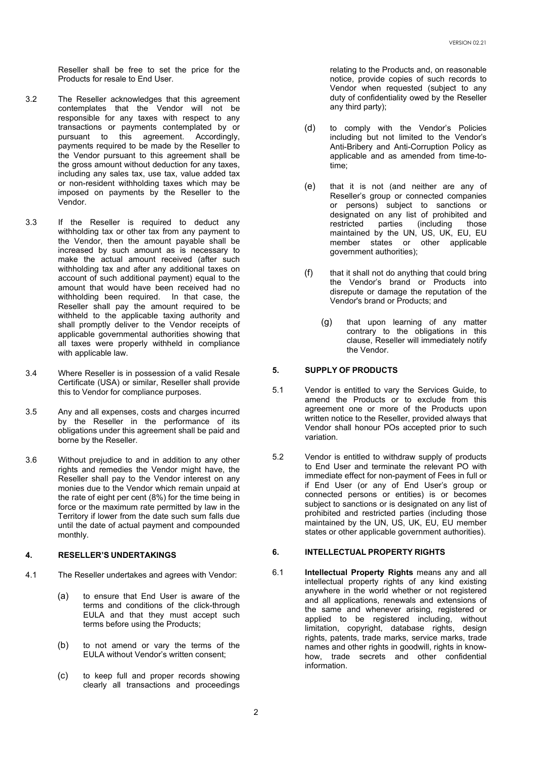Reseller shall be free to set the price for the Products for resale to End User.

3.2 The Reseller acknowledges that this agreement contemplates that the Vendor will not be responsible for any taxes with respect to any transactions or payments contemplated by or pursuant to this agreement. Accordingly, payments required to be made by the Reseller to the Vendor pursuant to this agreement shall be the gross amount without deduction for any taxes, including any sales tax, use tax, value added tax or non-resident withholding taxes which may be imposed on payments by the Reseller to the Vendor.

3.3 If the Reseller is required to deduct any withholding tax or other tax from any payment to the Vendor, then the amount payable shall be increased by such amount as is necessary to make the actual amount received (after such withholding tax and after any additional taxes on account of such additional payment) equal to the amount that would have been received had no withholding been required. In that case, the Reseller shall pay the amount required to be withheld to the applicable taxing authority and shall promptly deliver to the Vendor receipts of applicable governmental authorities showing that all taxes were properly withheld in compliance with applicable law.

3.4 Where Reseller is in possession of a valid Resale Certificate (USA) or similar, Reseller shall provide this to Vendor for compliance purposes.

3.5 Any and all expenses, costs and charges incurred by the Reseller in the performance of its obligations under this agreement shall be paid and borne by the Reseller.

3.6 Without prejudice to and in addition to any other rights and remedies the Vendor might have, the Reseller shall pay to the Vendor interest on any monies due to the Vendor which remain unpaid at the rate of eight per cent (8%) for the time being in force or the maximum rate permitted by law in the Territory if lower from the date such sum falls due until the date of actual payment and compounded monthly.

## 4. RESELLER'S UNDERTAKINGS

4.1 The Reseller undertakes and agrees with Vendor:

(a) to ensure that End User is aware of the terms and conditions of the click-through EULA and that they must accept such terms before using the Products;

(b) to not amend or vary the terms of the EULA without Vendor's written consent;

(c) to keep full and proper records showing clearly all transactions and proceedings relating to the Products and, on reasonable notice, provide copies of such records to Vendor when requested (subject to any duty of confidentiality owed by the Reseller any third party);

(d) to comply with the Vendor's Policies including but not limited to the Vendor's Anti-Bribery and Anti-Corruption Policy as applicable and as amended from time-to-time;

(e) that it is not (and neither are any of Reseller's group or connected companies or persons) subject to sanctions or designated on any list of prohibited and restricted parties (including those maintained by the UN, US, UK, EU, EU member states or other applicable government authorities);

(f) that it shall not do anything that could bring the Vendor's brand or Products into disrepute or damage the reputation of the Vendor's brand or Products; and

(g) that upon learning of any matter contrary to the obligations in this clause, Reseller will immediately notify the Vendor.

## 5. SUPPLY OF PRODUCTS

5.1 Vendor is entitled to vary the Services Guide, to amend the Products or to exclude from this agreement one or more of the Products upon written notice to the Reseller, provided always that Vendor shall honour POs accepted prior to such variation.

5.2 Vendor is entitled to withdraw supply of products to End User and terminate the relevant PO with immediate effect for non-payment of Fees in full or if End User (or any of End User's group or connected persons or entities) is or becomes subject to sanctions or is designated on any list of prohibited and restricted parties (including those maintained by the UN, US, UK, EU, EU member states or other applicable government authorities).

## 6. INTELLECTUAL PROPERTY RIGHTS

6.1 **Intellectual Property Rights** means any and all intellectual property rights of any kind existing anywhere in the world whether or not registered and all applications, renewals and extensions of the same and whenever arising, registered or applied to be registered including, without limitation, copyright, database rights, design rights, patents, trade marks, service marks, trade names and other rights in goodwill, rights in know-how, trade secrets and other confidential information.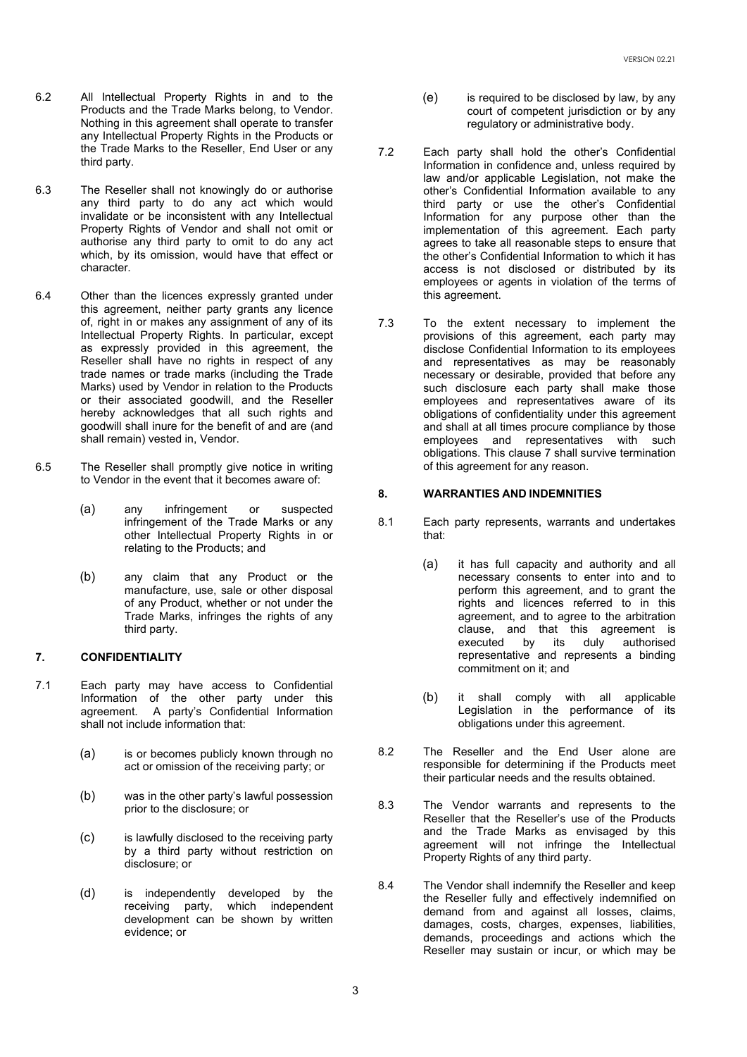6.2 All Intellectual Property Rights in and to the Products and the Trade Marks belong, to Vendor. Nothing in this agreement shall operate to transfer any Intellectual Property Rights in the Products or the Trade Marks to the Reseller, End User or any third party.

6.3 The Reseller shall not knowingly do or authorise any third party to do any act which would invalidate or be inconsistent with any Intellectual Property Rights of Vendor and shall not omit or authorise any third party to omit to do any act which, by its omission, would have that effect or character.

6.4 Other than the licences expressly granted under this agreement, neither party grants any licence of, right in or makes any assignment of any of its Intellectual Property Rights. In particular, except as expressly provided in this agreement, the Reseller shall have no rights in respect of any trade names or trade marks (including the Trade Marks) used by Vendor in relation to the Products or their associated goodwill, and the Reseller hereby acknowledges that all such rights and goodwill shall inure for the benefit of and are (and shall remain) vested in, Vendor.

6.5 The Reseller shall promptly give notice in writing to Vendor in the event that it becomes aware of:

(a) any infringement or suspected infringement of the Trade Marks or any other Intellectual Property Rights in or relating to the Products; and

(b) any claim that any Product or the manufacture, use, sale or other disposal of any Product, whether or not under the Trade Marks, infringes the rights of any third party.

## 7. CONFIDENTIALITY

7.1 Each party may have access to Confidential Information of the other party under this agreement. A party's Confidential Information shall not include information that:

(a) is or becomes publicly known through no act or omission of the receiving party; or

(b) was in the other party's lawful possession prior to the disclosure; or

(c) is lawfully disclosed to the receiving party by a third party without restriction on disclosure; or

(d) is independently developed by the receiving party, which independent development can be shown by written evidence; or

(e) is required to be disclosed by law, by any court of competent jurisdiction or by any regulatory or administrative body.

7.2 Each party shall hold the other's Confidential Information in confidence and, unless required by law and/or applicable Legislation, not make the other's Confidential Information available to any third party or use the other's Confidential Information for any purpose other than the implementation of this agreement. Each party agrees to take all reasonable steps to ensure that the other's Confidential Information to which it has access is not disclosed or distributed by its employees or agents in violation of the terms of this agreement.

7.3 To the extent necessary to implement the provisions of this agreement, each party may disclose Confidential Information to its employees and representatives as may be reasonably necessary or desirable, provided that before any such disclosure each party shall make those employees and representatives aware of its obligations of confidentiality under this agreement and shall at all times procure compliance by those employees and representatives with such obligations. This clause 7 shall survive termination of this agreement for any reason.

## 8. WARRANTIES AND INDEMNITIES

8.1 Each party represents, warrants and undertakes that:

(a) it has full capacity and authority and all necessary consents to enter into and to perform this agreement, and to grant the rights and licences referred to in this agreement, and to agree to the arbitration clause, and that this agreement is executed by its duly authorised representative and represents a binding commitment on it; and

(b) it shall comply with all applicable Legislation in the performance of its obligations under this agreement.

8.2 The Reseller and the End User alone are responsible for determining if the Products meet their particular needs and the results obtained.

8.3 The Vendor warrants and represents to the Reseller that the Reseller's use of the Products and the Trade Marks as envisaged by this agreement will not infringe the Intellectual Property Rights of any third party.

8.4 The Vendor shall indemnify the Reseller and keep the Reseller fully and effectively indemnified on demand from and against all losses, claims, damages, costs, charges, expenses, liabilities, demands, proceedings and actions which the Reseller may sustain or incur, or which may be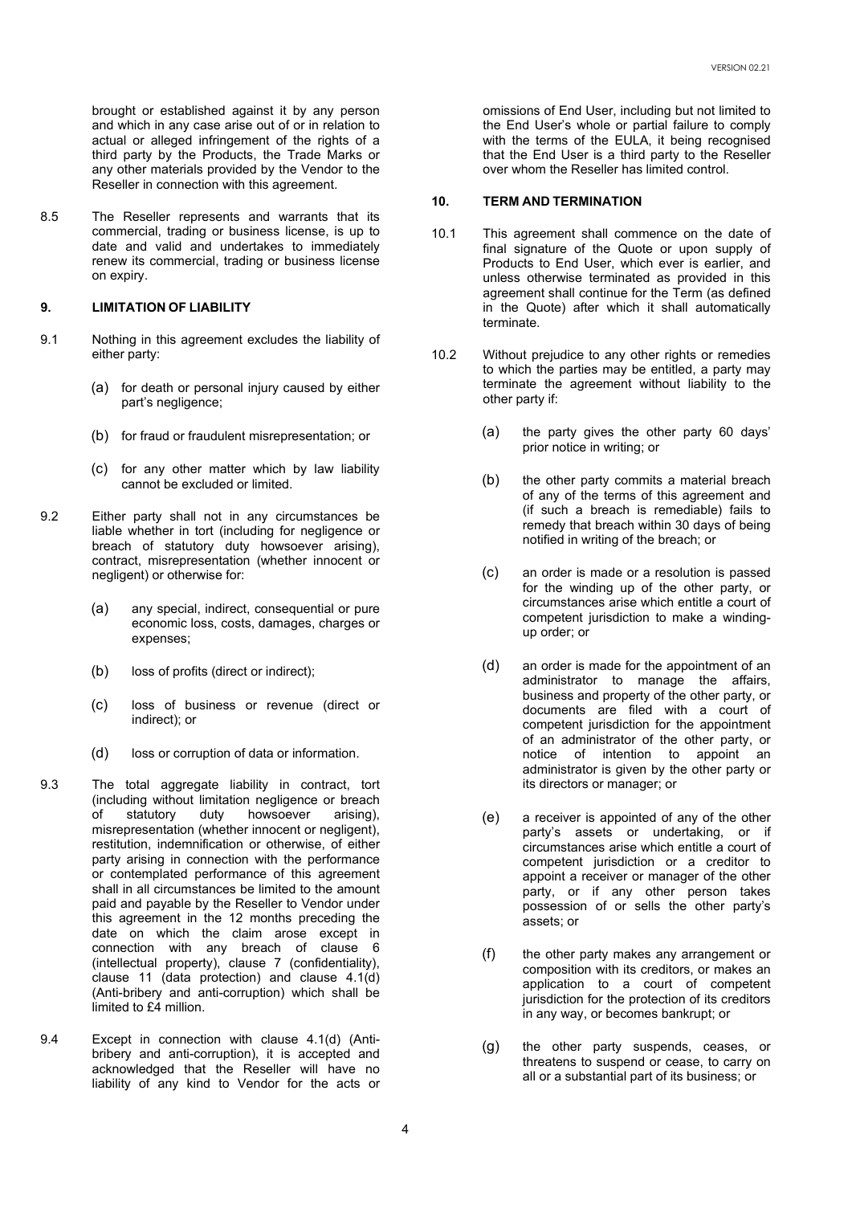brought or established against it by any person and which in any case arise out of or in relation to actual or alleged infringement of the rights of a third party by the Products, the Trade Marks or any other materials provided by the Vendor to the Reseller in connection with this agreement.

8.5 The Reseller represents and warrants that its commercial, trading or business license, is up to date and valid and undertakes to immediately renew its commercial, trading or business license on expiry.

## 9. LIMITATION OF LIABILITY

9.1 Nothing in this agreement excludes the liability of either party:

(a) for death or personal injury caused by either part's negligence;

(b) for fraud or fraudulent misrepresentation; or

(c) for any other matter which by law liability cannot be excluded or limited.

9.2 Either party shall not in any circumstances be liable whether in tort (including for negligence or breach of statutory duty howsoever arising), contract, misrepresentation (whether innocent or negligent) or otherwise for:

(a) any special, indirect, consequential or pure economic loss, costs, damages, charges or expenses;

(b) loss of profits (direct or indirect);

(c) loss of business or revenue (direct or indirect); or

(d) loss or corruption of data or information.

9.3 The total aggregate liability in contract, tort (including without limitation negligence or breach of statutory duty howsoever arising), misrepresentation (whether innocent or negligent), restitution, indemnification or otherwise, of either party arising in connection with the performance or contemplated performance of this agreement shall in all circumstances be limited to the amount paid and payable by the Reseller to Vendor under this agreement in the 12 months preceding the date on which the claim arose except in connection with any breach of clause 6 (intellectual property), clause 7 (confidentiality), clause 11 (data protection) and clause 4.1(d) (Anti-bribery and anti-corruption) which shall be limited to £4 million.

9.4 Except in connection with clause 4.1(d) (Anti-bribery and anti-corruption), it is accepted and acknowledged that the Reseller will have no liability of any kind to Vendor for the acts or omissions of End User, including but not limited to the End User's whole or partial failure to comply with the terms of the EULA, it being recognised that the End User is a third party to the Reseller over whom the Reseller has limited control.

## 10. TERM AND TERMINATION

10.1 This agreement shall commence on the date of final signature of the Quote or upon supply of Products to End User, which ever is earlier, and unless otherwise terminated as provided in this agreement shall continue for the Term (as defined in the Quote) after which it shall automatically terminate.

10.2 Without prejudice to any other rights or remedies to which the parties may be entitled, a party may terminate the agreement without liability to the other party if:

(a) the party gives the other party 60 days' prior notice in writing; or

(b) the other party commits a material breach of any of the terms of this agreement and (if such a breach is remediable) fails to remedy that breach within 30 days of being notified in writing of the breach; or

(c) an order is made or a resolution is passed for the winding up of the other party, or circumstances arise which entitle a court of competent jurisdiction to make a winding-up order; or

(d) an order is made for the appointment of an administrator to manage the affairs, business and property of the other party, or documents are filed with a court of competent jurisdiction for the appointment of an administrator of the other party, or notice of intention to appoint an administrator is given by the other party or its directors or manager; or

(e) a receiver is appointed of any of the other party's assets or undertaking, or if circumstances arise which entitle a court of competent jurisdiction or a creditor to appoint a receiver or manager of the other party, or if any other person takes possession of or sells the other party's assets; or

(f) the other party makes any arrangement or composition with its creditors, or makes an application to a court of competent jurisdiction for the protection of its creditors in any way, or becomes bankrupt; or

(g) the other party suspends, ceases, or threatens to suspend or cease, to carry on all or a substantial part of its business; or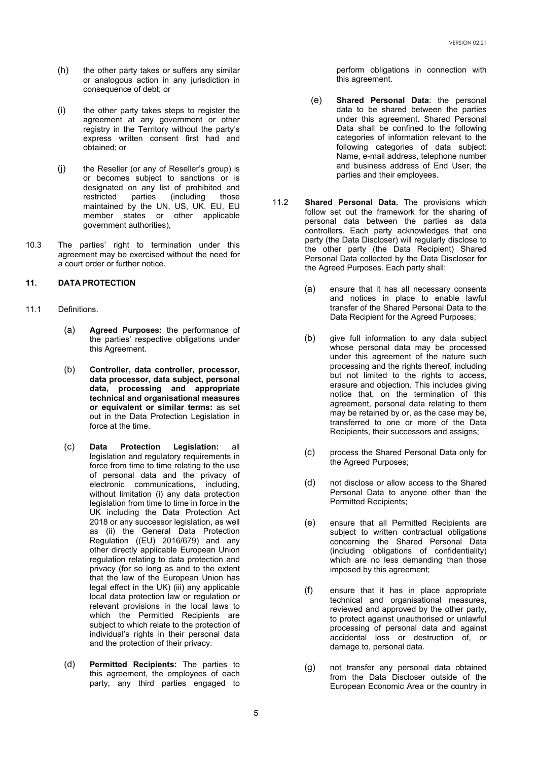(h) the other party takes or suffers any similar or analogous action in any jurisdiction in consequence of debt; or

(i) the other party takes steps to register the agreement at any government or other registry in the Territory without the party's express written consent first had and obtained; or

(j) the Reseller (or any of Reseller's group) is or becomes subject to sanctions or is designated on any list of prohibited and restricted parties (including those maintained by the UN, US, UK, EU, EU member states or other applicable government authorities),

10.3 The parties' right to termination under this agreement may be exercised without the need for a court order or further notice.

**11. DATA PROTECTION**

11.1 Definitions.

(a) **Agreed Purposes:** the performance of the parties' respective obligations under this Agreement.

(b) **Controller, data controller, processor, data processor, data subject, personal data, processing and appropriate technical and organisational measures or equivalent or similar terms:** as set out in the Data Protection Legislation in force at the time.

(c) **Data Protection Legislation:** all legislation and regulatory requirements in force from time to time relating to the use of personal data and the privacy of electronic communications, including, without limitation (i) any data protection legislation from time to time in force in the UK including the Data Protection Act 2018 or any successor legislation, as well as (ii) the General Data Protection Regulation ((EU) 2016/679) and any other directly applicable European Union regulation relating to data protection and privacy (for so long as and to the extent that the law of the European Union has legal effect in the UK) (iii) any applicable local data protection law or regulation or relevant provisions in the local laws to which the Permitted Recipients are subject to which relate to the protection of individual's rights in their personal data and the protection of their privacy.

(d) **Permitted Recipients:** The parties to this agreement, the employees of each party, any third parties engaged to perform obligations in connection with this agreement.

(e) **Shared Personal Data**: the personal data to be shared between the parties under this agreement. Shared Personal Data shall be confined to the following categories of information relevant to the following categories of data subject: Name, e-mail address, telephone number and business address of End User, the parties and their employees.

11.2 **Shared Personal Data.** The provisions which follow set out the framework for the sharing of personal data between the parties as data controllers. Each party acknowledges that one party (the Data Discloser) will regularly disclose to the other party (the Data Recipient) Shared Personal Data collected by the Data Discloser for the Agreed Purposes. Each party shall:

(a) ensure that it has all necessary consents and notices in place to enable lawful transfer of the Shared Personal Data to the Data Recipient for the Agreed Purposes;

(b) give full information to any data subject whose personal data may be processed under this agreement of the nature such processing and the rights thereof, including but not limited to the rights to access, erasure and objection. This includes giving notice that, on the termination of this agreement, personal data relating to them may be retained by or, as the case may be, transferred to one or more of the Data Recipients, their successors and assigns;

(c) process the Shared Personal Data only for the Agreed Purposes;

(d) not disclose or allow access to the Shared Personal Data to anyone other than the Permitted Recipients;

(e) ensure that all Permitted Recipients are subject to written contractual obligations concerning the Shared Personal Data (including obligations of confidentiality) which are no less demanding than those imposed by this agreement;

(f) ensure that it has in place appropriate technical and organisational measures, reviewed and approved by the other party, to protect against unauthorised or unlawful processing of personal data and against accidental loss or destruction of, or damage to, personal data.

(g) not transfer any personal data obtained from the Data Discloser outside of the European Economic Area or the country in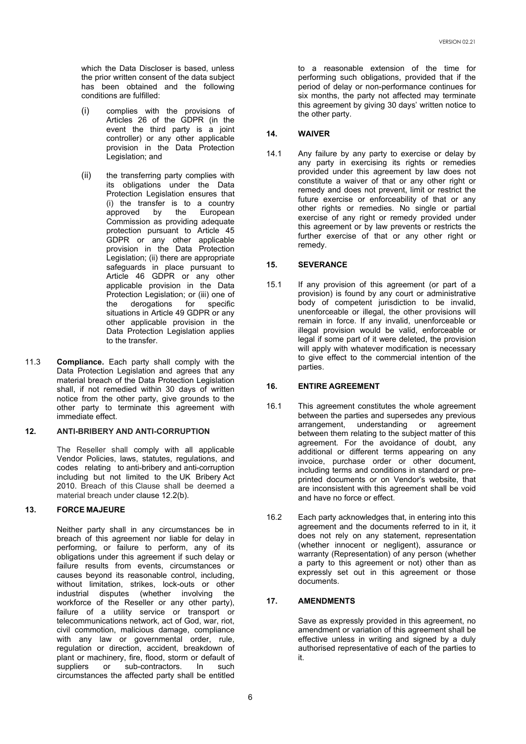which the Data Discloser is based, unless the prior written consent of the data subject has been obtained and the following conditions are fulfilled:

(i) complies with the provisions of Articles 26 of the GDPR (in the event the third party is a joint controller) or any other applicable provision in the Data Protection Legislation; and

(ii) the transferring party complies with its obligations under the Data Protection Legislation ensures that (i) the transfer is to a country approved by the European Commission as providing adequate protection pursuant to Article 45 GDPR or any other applicable provision in the Data Protection Legislation; (ii) there are appropriate safeguards in place pursuant to Article 46 GDPR or any other applicable provision in the Data Protection Legislation; or (iii) one of the derogations for specific situations in Article 49 GDPR or any other applicable provision in the Data Protection Legislation applies to the transfer.

11.3 **Compliance.** Each party shall comply with the Data Protection Legislation and agrees that any material breach of the Data Protection Legislation shall, if not remedied within 30 days of written notice from the other party, give grounds to the other party to terminate this agreement with immediate effect.

## 12. ANTI-BRIBERY AND ANTI-CORRUPTION

The Reseller shall comply with all applicable Vendor Policies, laws, statutes, regulations, and codes relating to anti-bribery and anti-corruption including but not limited to the UK Bribery Act 2010. Breach of this Clause shall be deemed a material breach under clause 12.2(b).

## 13. FORCE MAJEURE

Neither party shall in any circumstances be in breach of this agreement nor liable for delay in performing, or failure to perform, any of its obligations under this agreement if such delay or failure results from events, circumstances or causes beyond its reasonable control, including, without limitation, strikes, lock-outs or other industrial disputes (whether involving the workforce of the Reseller or any other party), failure of a utility service or transport or telecommunications network, act of God, war, riot, civil commotion, malicious damage, compliance with any law or governmental order, rule, regulation or direction, accident, breakdown of plant or machinery, fire, flood, storm or default of suppliers or sub-contractors. In such circumstances the affected party shall be entitled to a reasonable extension of the time for performing such obligations, provided that if the period of delay or non-performance continues for six months, the party not affected may terminate this agreement by giving 30 days' written notice to the other party.

## 14. WAIVER

14.1 Any failure by any party to exercise or delay by any party in exercising its rights or remedies provided under this agreement by law does not constitute a waiver of that or any other right or remedy and does not prevent, limit or restrict the future exercise or enforceability of that or any other rights or remedies. No single or partial exercise of any right or remedy provided under this agreement or by law prevents or restricts the further exercise of that or any other right or remedy.

## 15. SEVERANCE

15.1 If any provision of this agreement (or part of a provision) is found by any court or administrative body of competent jurisdiction to be invalid, unenforceable or illegal, the other provisions will remain in force. If any invalid, unenforceable or illegal provision would be valid, enforceable or legal if some part of it were deleted, the provision will apply with whatever modification is necessary to give effect to the commercial intention of the parties.

## 16. ENTIRE AGREEMENT

16.1 This agreement constitutes the whole agreement between the parties and supersedes any previous arrangement, understanding or agreement between them relating to the subject matter of this agreement. For the avoidance of doubt, any additional or different terms appearing on any invoice, purchase order or other document, including terms and conditions in standard or pre-printed documents or on Vendor's website, that are inconsistent with this agreement shall be void and have no force or effect.

16.2 Each party acknowledges that, in entering into this agreement and the documents referred to in it, it does not rely on any statement, representation (whether innocent or negligent), assurance or warranty (Representation) of any person (whether a party to this agreement or not) other than as expressly set out in this agreement or those documents.

## 17. AMENDMENTS

Save as expressly provided in this agreement, no amendment or variation of this agreement shall be effective unless in writing and signed by a duly authorised representative of each of the parties to it.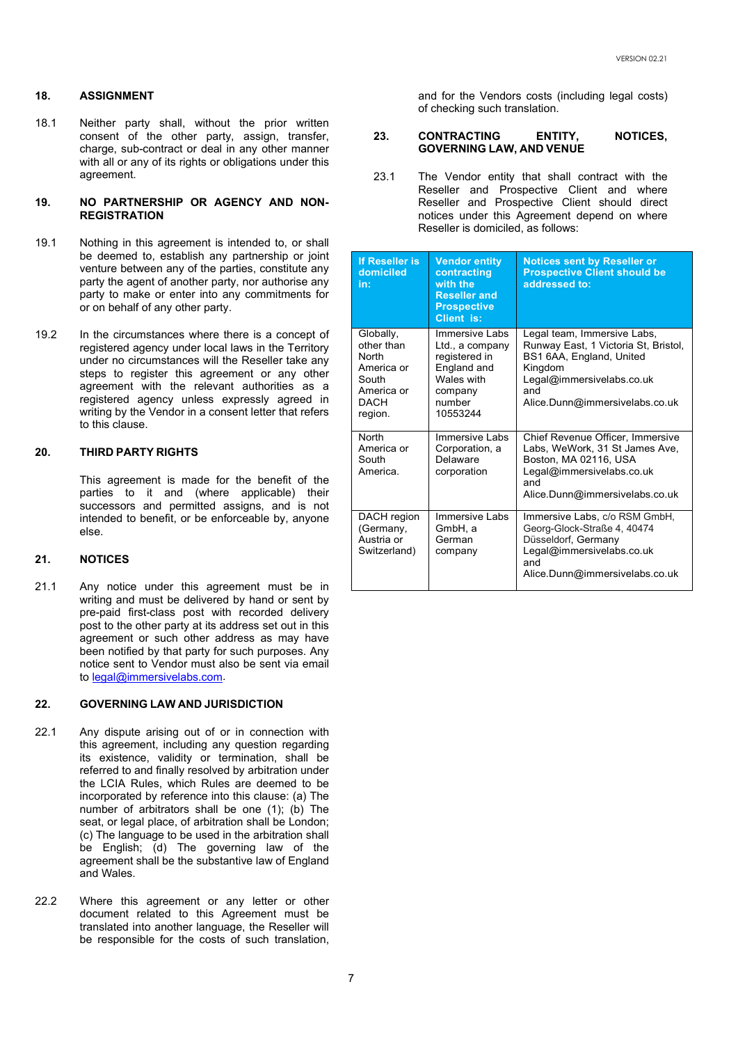## 18. ASSIGNMENT

18.1 Neither party shall, without the prior written consent of the other party, assign, transfer, charge, sub-contract or deal in any other manner with all or any of its rights or obligations under this agreement.

## 19. NO PARTNERSHIP OR AGENCY AND NON-REGISTRATION

19.1 Nothing in this agreement is intended to, or shall be deemed to, establish any partnership or joint venture between any of the parties, constitute any party the agent of another party, nor authorise any party to make or enter into any commitments for or on behalf of any other party.

19.2 In the circumstances where there is a concept of registered agency under local laws in the Territory under no circumstances will the Reseller take any steps to register this agreement or any other agreement with the relevant authorities as a registered agency unless expressly agreed in writing by the Vendor in a consent letter that refers to this clause.

## 20. THIRD PARTY RIGHTS

This agreement is made for the benefit of the parties to it and (where applicable) their successors and permitted assigns, and is not intended to benefit, or be enforceable by, anyone else.

## 21. NOTICES

21.1 Any notice under this agreement must be in writing and must be delivered by hand or sent by pre-paid first-class post with recorded delivery post to the other party at its address set out in this agreement or such other address as may have been notified by that party for such purposes. Any notice sent to Vendor must also be sent via email to legal@immersivelabs.com.

## 22. GOVERNING LAW AND JURISDICTION

22.1 Any dispute arising out of or in connection with this agreement, including any question regarding its existence, validity or termination, shall be referred to and finally resolved by arbitration under the LCIA Rules, which Rules are deemed to be incorporated by reference into this clause: (a) The number of arbitrators shall be one (1); (b) The seat, or legal place, of arbitration shall be London; (c) The language to be used in the arbitration shall be English; (d) The governing law of the agreement shall be the substantive law of England and Wales.

22.2 Where this agreement or any letter or other document related to this Agreement must be translated into another language, the Reseller will be responsible for the costs of such translation, and for the Vendors costs (including legal costs) of checking such translation.

## 23. CONTRACTING ENTITY, NOTICES, GOVERNING LAW, AND VENUE

23.1 The Vendor entity that shall contract with the Reseller and Prospective Client and where Reseller and Prospective Client should direct notices under this Agreement depend on where Reseller is domiciled, as follows:

| If Reseller is domiciled in: | Vendor entity contracting with the Reseller and Prospective Client is: | Notices sent by Reseller or Prospective Client should be addressed to: |
|---|---|---|
| Globally, other than North America or South America or DACH region. | Immersive Labs Ltd., a company registered in England and Wales with company number 10553244 | Legal team, Immersive Labs, Runway East, 1 Victoria St, Bristol, BS1 6AA, England, United Kingdom<br>Legal@immersivelabs.co.uk<br>and<br>Alice.Dunn@immersivelabs.co.uk |
| North America or South America. | Immersive Labs Corporation, a Delaware corporation | Chief Revenue Officer, Immersive Labs, WeWork, 31 St James Ave, Boston, MA 02116, USA<br>Legal@immersivelabs.co.uk<br>and<br>Alice.Dunn@immersivelabs.co.uk |
| DACH region (Germany, Austria or Switzerland) | Immersive Labs GmbH, a German company | Immersive Labs, c/o RSM GmbH, Georg-Glock-Straße 4, 40474 Düsseldorf, Germany<br>Legal@immersivelabs.co.uk<br>and<br>Alice.Dunn@immersivelabs.co.uk |